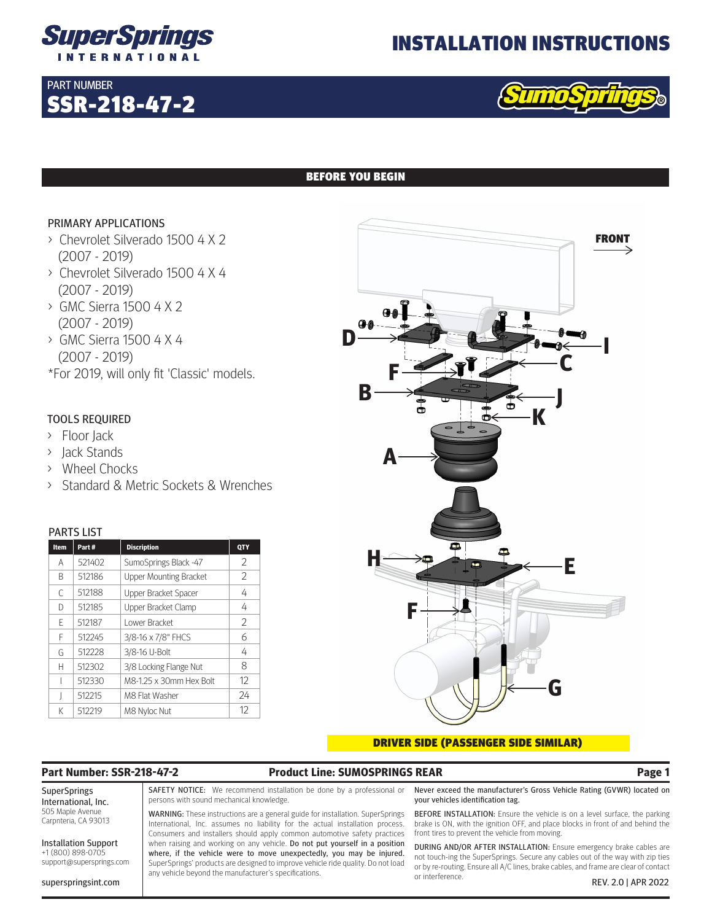# INSTALLATION INSTRUCTIONS

**PART NUMBER**
# SSR-218-47-2

## BEFORE YOU BEGIN

### PRIMARY APPLICATIONS

- Chevrolet Silverado 1500 4 X 2 (2007 - 2019)
- Chevrolet Silverado 1500 4 X 4 (2007 - 2019)
- GMC Sierra 1500 4 X 2 (2007 - 2019)
- GMC Sierra 1500 4 X 4 (2007 - 2019)

*For 2019, will only fit 'Classic' models.

### TOOLS REQUIRED

- Floor Jack
- Jack Stands
- Wheel Chocks
- Standard & Metric Sockets & Wrenches

### PARTS LIST

| Item | Part # | Discription | QTY |
|---|---|---|---|
| A | 521402 | SumoSprings Black -47 | 2 |
| B | 512186 | Upper Mounting Bracket | 2 |
| C | 512188 | Upper Bracket Spacer | 4 |
| D | 512185 | Upper Bracket Clamp | 4 |
| E | 512187 | Lower Bracket | 2 |
| F | 512245 | 3/8-16 x 7/8" FHCS | 6 |
| G | 512228 | 3/8-16 U-Bolt | 4 |
| H | 512302 | 3/8 Locking Flange Nut | 8 |
| I | 512330 | M8-1.25 x 30mm Hex Bolt | 12 |
| J | 512215 | M8 Flat Washer | 24 |
| K | 512219 | M8 Nyloc Nut | 12 |

**DRIVER SIDE (PASSENGER SIDE SIMILAR)**

**Part Number: SSR-218-47-2** | **Product Line: SUMOSPRINGS REAR**

SuperSprings International, Inc.
505 Maple Avenue
Carpnteria, CA 93013

Installation Support
+1 (800) 898-0705
support@supersprings.com

superspringsint.com

SAFETY NOTICE: We recommend installation be done by a professional or persons with sound mechanical knowledge.

WARNING: These instructions are a general guide for installation. SuperSprings International, Inc. assumes no liability for the actual installation process. Consumers and installers should apply common automotive safety practices when raising and working on any vehicle. Do not put yourself in a position where, if the vehicle were to move unexpectedly, you may be injured. SuperSprings' products are designed to improve vehicle ride quality. Do not load any vehicle beyond the manufacturer's specifications.

Never exceed the manufacturer's Gross Vehicle Rating (GVWR) located on your vehicles identification tag.

BEFORE INSTALLATION: Ensure the vehicle is on a level surface, the parking brake is ON, with the ignition OFF, and place blocks in front of and behind the front tires to prevent the vehicle from moving.

DURING AND/OR AFTER INSTALLATION: Ensure emergency brake cables are not touch-ing the SuperSprings. Secure any cables out of the way with zip ties or by re-routing. Ensure all A/C lines, brake cables, and frame are clear of contact or interference.

REV. 2.0 | APR 2022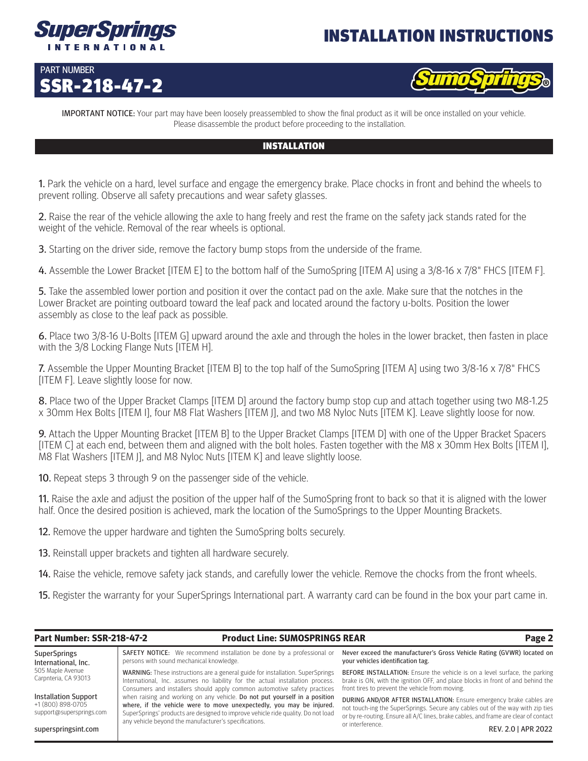# INSTALLATION INSTRUCTIONS

PART NUMBER
## SSR-218-47-2

IMPORTANT NOTICE: Your part may have been loosely preassembled to show the final product as it will be once installed on your vehicle. Please disassemble the product before proceeding to the installation.

## INSTALLATION

**1.** Park the vehicle on a hard, level surface and engage the emergency brake. Place chocks in front and behind the wheels to prevent rolling. Observe all safety precautions and wear safety glasses.

**2.** Raise the rear of the vehicle allowing the axle to hang freely and rest the frame on the safety jack stands rated for the weight of the vehicle. Removal of the rear wheels is optional.

**3.** Starting on the driver side, remove the factory bump stops from the underside of the frame.

**4.** Assemble the Lower Bracket [ITEM E] to the bottom half of the SumoSpring [ITEM A] using a 3/8-16 x 7/8" FHCS [ITEM F].

**5.** Take the assembled lower portion and position it over the contact pad on the axle. Make sure that the notches in the Lower Bracket are pointing outboard toward the leaf pack and located around the factory u-bolts. Position the lower assembly as close to the leaf pack as possible.

**6.** Place two 3/8-16 U-Bolts [ITEM G] upward around the axle and through the holes in the lower bracket, then fasten in place with the 3/8 Locking Flange Nuts [ITEM H].

**7.** Assemble the Upper Mounting Bracket [ITEM B] to the top half of the SumoSpring [ITEM A] using two 3/8-16 x 7/8" FHCS [ITEM F]. Leave slightly loose for now.

**8.** Place two of the Upper Bracket Clamps [ITEM D] around the factory bump stop cup and attach together using two M8-1.25 x 30mm Hex Bolts [ITEM I], four M8 Flat Washers [ITEM J], and two M8 Nyloc Nuts [ITEM K]. Leave slightly loose for now.

**9.** Attach the Upper Mounting Bracket [ITEM B] to the Upper Bracket Clamps [ITEM D] with one of the Upper Bracket Spacers [ITEM C] at each end, between them and aligned with the bolt holes. Fasten together with the M8 x 30mm Hex Bolts [ITEM I], M8 Flat Washers [ITEM J], and M8 Nyloc Nuts [ITEM K] and leave slightly loose.

**10.** Repeat steps 3 through 9 on the passenger side of the vehicle.

**11.** Raise the axle and adjust the position of the upper half of the SumoSpring front to back so that it is aligned with the lower half. Once the desired position is achieved, mark the location of the SumoSprings to the Upper Mounting Brackets.

**12.** Remove the upper hardware and tighten the SumoSpring bolts securely.

**13.** Reinstall upper brackets and tighten all hardware securely.

**14.** Raise the vehicle, remove safety jack stands, and carefully lower the vehicle. Remove the chocks from the front wheels.

**15.** Register the warranty for your SuperSprings International part. A warranty card can be found in the box your part came in.

**Part Number: SSR-218-47-2** | **Product Line: SUMOSPRINGS REAR**

SuperSprings International, Inc.
505 Maple Avenue
Carpnteria, CA 93013

Installation Support
+1 (800) 898-0705
support@supersprings.com

superspringsint.com

SAFETY NOTICE: We recommend installation be done by a professional or persons with sound mechanical knowledge.

WARNING: These instructions are a general guide for installation. SuperSprings International, Inc. assumes no liability for the actual installation process. Consumers and installers should apply common automotive safety practices when raising and working on any vehicle. **Do not put yourself in a position where, if the vehicle were to move unexpectedly, you may be injured.** SuperSprings' products are designed to improve vehicle ride quality. Do not load any vehicle beyond the manufacturer's specifications.

**Never exceed the manufacturer's Gross Vehicle Rating (GVWR) located on your vehicles identification tag.**

BEFORE INSTALLATION: Ensure the vehicle is on a level surface, the parking brake is ON, with the ignition OFF, and place blocks in front of and behind the front tires to prevent the vehicle from moving.

DURING AND/OR AFTER INSTALLATION: Ensure emergency brake cables are not touch-ing the SuperSprings. Secure any cables out of the way with zip ties or by re-routing. Ensure all A/C lines, brake cables, and frame are clear of contact or interference.

REV. 2.0 | APR 2022